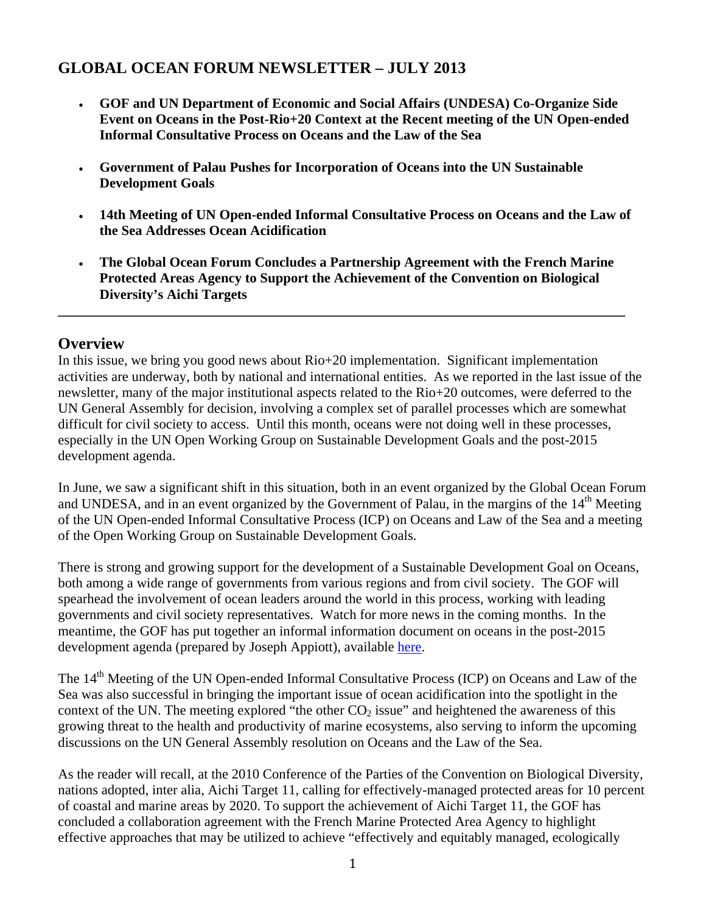# GLOBAL OCEAN FORUM NEWSLETTER – JULY 2013

- **GOF and UN Department of Economic and Social Affairs (UNDESA) Co-Organize Side Event on Oceans in the Post-Rio+20 Context at the Recent meeting of the UN Open-ended Informal Consultative Process on Oceans and the Law of the Sea**
- **Government of Palau Pushes for Incorporation of Oceans into the UN Sustainable Development Goals**
- **14th Meeting of UN Open-ended Informal Consultative Process on Oceans and the Law of the Sea Addresses Ocean Acidification**
- **The Global Ocean Forum Concludes a Partnership Agreement with the French Marine Protected Areas Agency to Support the Achievement of the Convention on Biological Diversity's Aichi Targets**

---

## Overview

In this issue, we bring you good news about Rio+20 implementation. Significant implementation activities are underway, both by national and international entities. As we reported in the last issue of the newsletter, many of the major institutional aspects related to the Rio+20 outcomes, were deferred to the UN General Assembly for decision, involving a complex set of parallel processes which are somewhat difficult for civil society to access. Until this month, oceans were not doing well in these processes, especially in the UN Open Working Group on Sustainable Development Goals and the post-2015 development agenda.

In June, we saw a significant shift in this situation, both in an event organized by the Global Ocean Forum and UNDESA, and in an event organized by the Government of Palau, in the margins of the 14th Meeting of the UN Open-ended Informal Consultative Process (ICP) on Oceans and Law of the Sea and a meeting of the Open Working Group on Sustainable Development Goals.

There is strong and growing support for the development of a Sustainable Development Goal on Oceans, both among a wide range of governments from various regions and from civil society. The GOF will spearhead the involvement of ocean leaders around the world in this process, working with leading governments and civil society representatives. Watch for more news in the coming months. In the meantime, the GOF has put together an informal information document on oceans in the post-2015 development agenda (prepared by Joseph Appiott), available here.

The 14th Meeting of the UN Open-ended Informal Consultative Process (ICP) on Oceans and Law of the Sea was also successful in bringing the important issue of ocean acidification into the spotlight in the context of the UN. The meeting explored "the other $CO_2$ issue" and heightened the awareness of this growing threat to the health and productivity of marine ecosystems, also serving to inform the upcoming discussions on the UN General Assembly resolution on Oceans and the Law of the Sea.

As the reader will recall, at the 2010 Conference of the Parties of the Convention on Biological Diversity, nations adopted, inter alia, Aichi Target 11, calling for effectively-managed protected areas for 10 percent of coastal and marine areas by 2020. To support the achievement of Aichi Target 11, the GOF has concluded a collaboration agreement with the French Marine Protected Area Agency to highlight effective approaches that may be utilized to achieve "effectively and equitably managed, ecologically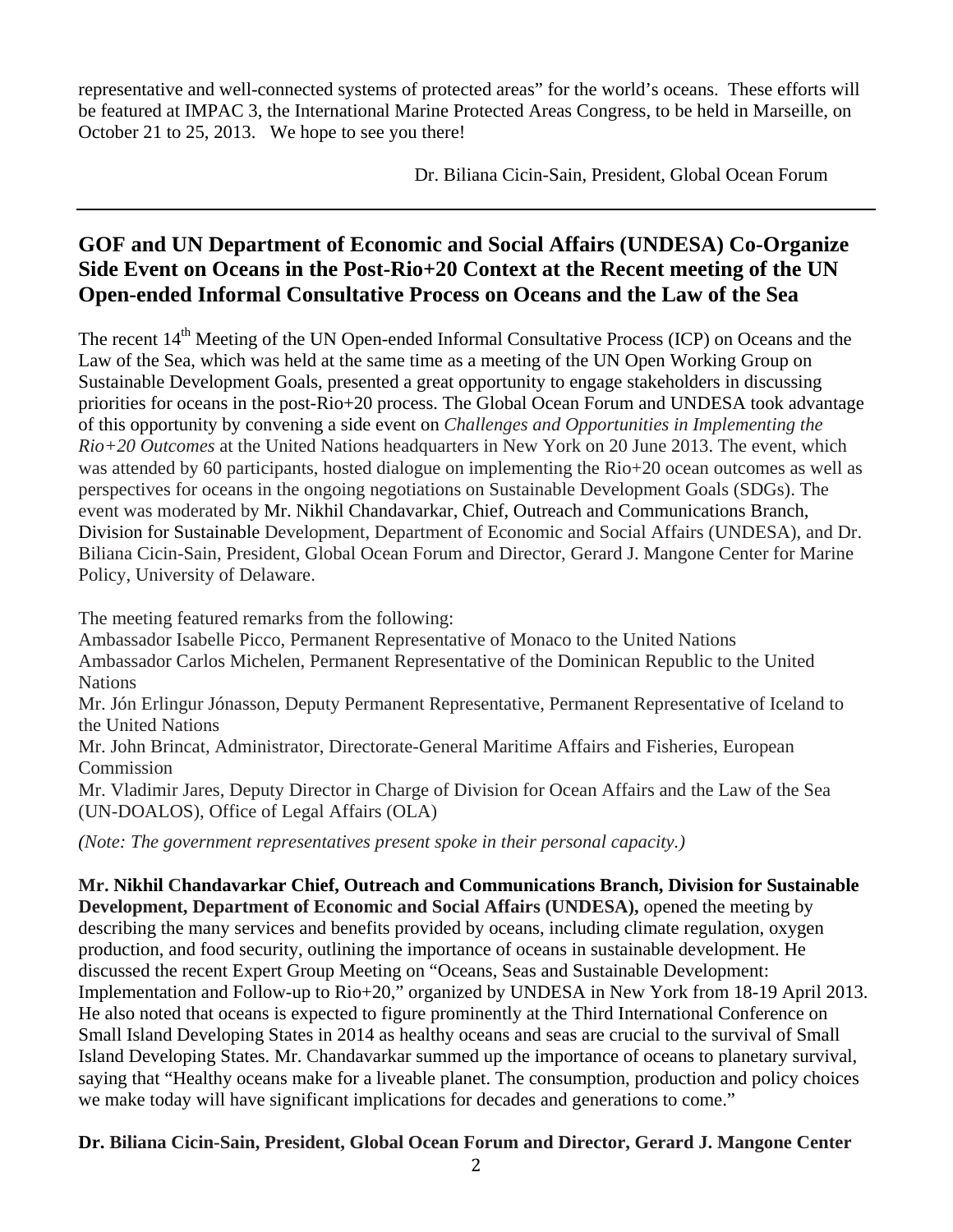representative and well-connected systems of protected areas" for the world's oceans. These efforts will be featured at IMPAC 3, the International Marine Protected Areas Congress, to be held in Marseille, on October 21 to 25, 2013. We hope to see you there!

Dr. Biliana Cicin-Sain, President, Global Ocean Forum

---

## GOF and UN Department of Economic and Social Affairs (UNDESA) Co-Organize Side Event on Oceans in the Post-Rio+20 Context at the Recent meeting of the UN Open-ended Informal Consultative Process on Oceans and the Law of the Sea

The recent 14th Meeting of the UN Open-ended Informal Consultative Process (ICP) on Oceans and the Law of the Sea, which was held at the same time as a meeting of the UN Open Working Group on Sustainable Development Goals, presented a great opportunity to engage stakeholders in discussing priorities for oceans in the post-Rio+20 process. The Global Ocean Forum and UNDESA took advantage of this opportunity by convening a side event on *Challenges and Opportunities in Implementing the Rio+20 Outcomes* at the United Nations headquarters in New York on 20 June 2013. The event, which was attended by 60 participants, hosted dialogue on implementing the Rio+20 ocean outcomes as well as perspectives for oceans in the ongoing negotiations on Sustainable Development Goals (SDGs). The event was moderated by Mr. Nikhil Chandavarkar, Chief, Outreach and Communications Branch, Division for Sustainable Development, Department of Economic and Social Affairs (UNDESA), and Dr. Biliana Cicin-Sain, President, Global Ocean Forum and Director, Gerard J. Mangone Center for Marine Policy, University of Delaware.

The meeting featured remarks from the following:
Ambassador Isabelle Picco, Permanent Representative of Monaco to the United Nations
Ambassador Carlos Michelen, Permanent Representative of the Dominican Republic to the United Nations
Mr. Jón Erlingur Jónasson, Deputy Permanent Representative, Permanent Representative of Iceland to the United Nations
Mr. John Brincat, Administrator, Directorate-General Maritime Affairs and Fisheries, European Commission
Mr. Vladimir Jares, Deputy Director in Charge of Division for Ocean Affairs and the Law of the Sea (UN-DOALOS), Office of Legal Affairs (OLA)

*(Note: The government representatives present spoke in their personal capacity.)*

**Mr. Nikhil Chandavarkar Chief, Outreach and Communications Branch, Division for Sustainable Development, Department of Economic and Social Affairs (UNDESA),** opened the meeting by describing the many services and benefits provided by oceans, including climate regulation, oxygen production, and food security, outlining the importance of oceans in sustainable development. He discussed the recent Expert Group Meeting on "Oceans, Seas and Sustainable Development: Implementation and Follow-up to Rio+20," organized by UNDESA in New York from 18-19 April 2013. He also noted that oceans is expected to figure prominently at the Third International Conference on Small Island Developing States in 2014 as healthy oceans and seas are crucial to the survival of Small Island Developing States. Mr. Chandavarkar summed up the importance of oceans to planetary survival, saying that "Healthy oceans make for a liveable planet. The consumption, production and policy choices we make today will have significant implications for decades and generations to come."

**Dr. Biliana Cicin-Sain, President, Global Ocean Forum and Director, Gerard J. Mangone Center**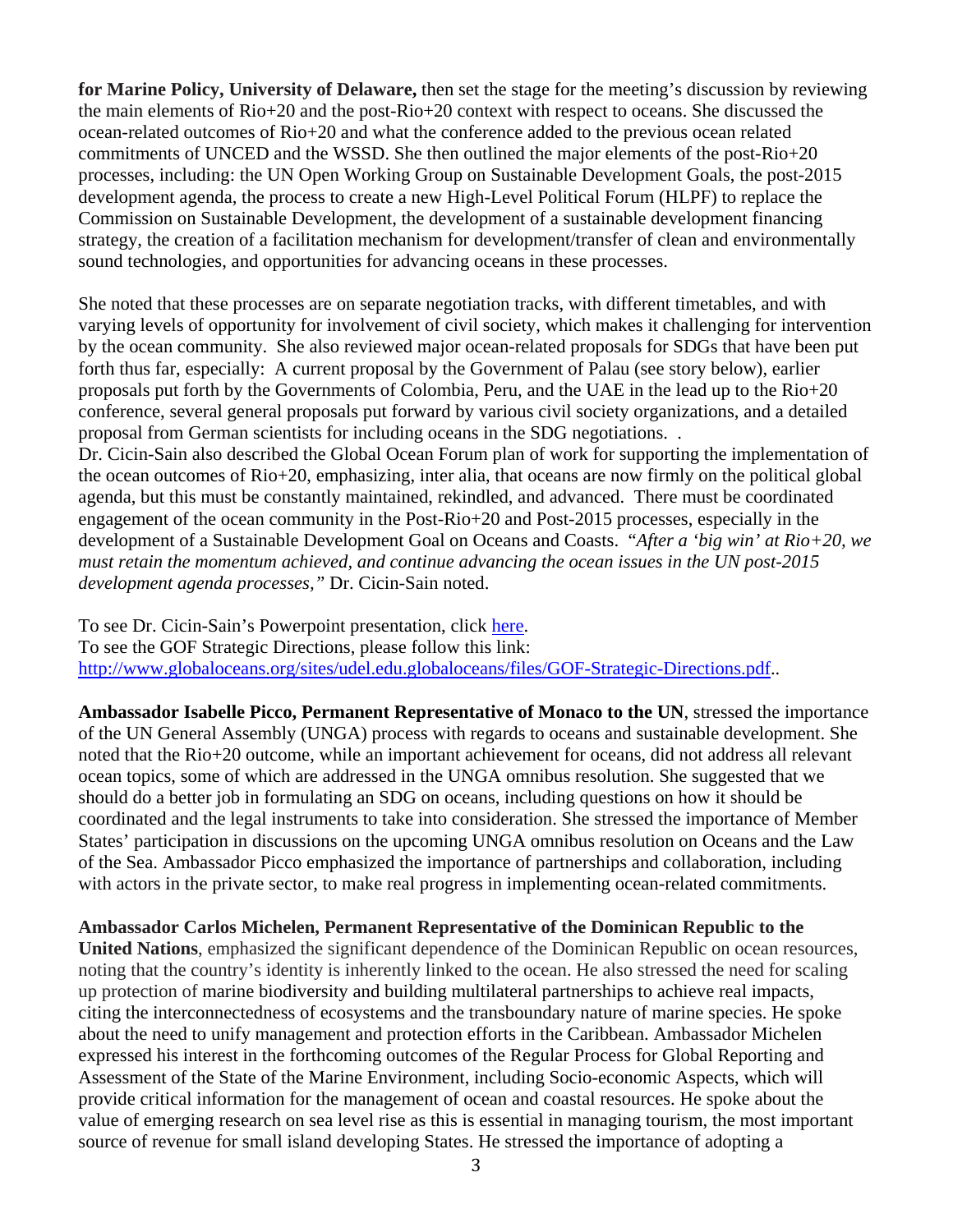**for Marine Policy, University of Delaware,** then set the stage for the meeting's discussion by reviewing the main elements of Rio+20 and the post-Rio+20 context with respect to oceans. She discussed the ocean-related outcomes of Rio+20 and what the conference added to the previous ocean related commitments of UNCED and the WSSD. She then outlined the major elements of the post-Rio+20 processes, including: the UN Open Working Group on Sustainable Development Goals, the post-2015 development agenda, the process to create a new High-Level Political Forum (HLPF) to replace the Commission on Sustainable Development, the development of a sustainable development financing strategy, the creation of a facilitation mechanism for development/transfer of clean and environmentally sound technologies, and opportunities for advancing oceans in these processes.

She noted that these processes are on separate negotiation tracks, with different timetables, and with varying levels of opportunity for involvement of civil society, which makes it challenging for intervention by the ocean community. She also reviewed major ocean-related proposals for SDGs that have been put forth thus far, especially: A current proposal by the Government of Palau (see story below), earlier proposals put forth by the Governments of Colombia, Peru, and the UAE in the lead up to the Rio+20 conference, several general proposals put forward by various civil society organizations, and a detailed proposal from German scientists for including oceans in the SDG negotiations. .

Dr. Cicin-Sain also described the Global Ocean Forum plan of work for supporting the implementation of the ocean outcomes of Rio+20, emphasizing, inter alia, that oceans are now firmly on the political global agenda, but this must be constantly maintained, rekindled, and advanced. There must be coordinated engagement of the ocean community in the Post-Rio+20 and Post-2015 processes, especially in the development of a Sustainable Development Goal on Oceans and Coasts. *"After a 'big win' at Rio+20, we must retain the momentum achieved, and continue advancing the ocean issues in the UN post-2015 development agenda processes,"* Dr. Cicin-Sain noted.

To see Dr. Cicin-Sain's Powerpoint presentation, click here.
To see the GOF Strategic Directions, please follow this link:
http://www.globaloceans.org/sites/udel.edu.globaloceans/files/GOF-Strategic-Directions.pdf..

**Ambassador Isabelle Picco, Permanent Representative of Monaco to the UN**, stressed the importance of the UN General Assembly (UNGA) process with regards to oceans and sustainable development. She noted that the Rio+20 outcome, while an important achievement for oceans, did not address all relevant ocean topics, some of which are addressed in the UNGA omnibus resolution. She suggested that we should do a better job in formulating an SDG on oceans, including questions on how it should be coordinated and the legal instruments to take into consideration. She stressed the importance of Member States' participation in discussions on the upcoming UNGA omnibus resolution on Oceans and the Law of the Sea. Ambassador Picco emphasized the importance of partnerships and collaboration, including with actors in the private sector, to make real progress in implementing ocean-related commitments.

**Ambassador Carlos Michelen, Permanent Representative of the Dominican Republic to the United Nations**, emphasized the significant dependence of the Dominican Republic on ocean resources, noting that the country's identity is inherently linked to the ocean. He also stressed the need for scaling up protection of marine biodiversity and building multilateral partnerships to achieve real impacts, citing the interconnectedness of ecosystems and the transboundary nature of marine species. He spoke about the need to unify management and protection efforts in the Caribbean. Ambassador Michelen expressed his interest in the forthcoming outcomes of the Regular Process for Global Reporting and Assessment of the State of the Marine Environment, including Socio-economic Aspects, which will provide critical information for the management of ocean and coastal resources. He spoke about the value of emerging research on sea level rise as this is essential in managing tourism, the most important source of revenue for small island developing States. He stressed the importance of adopting a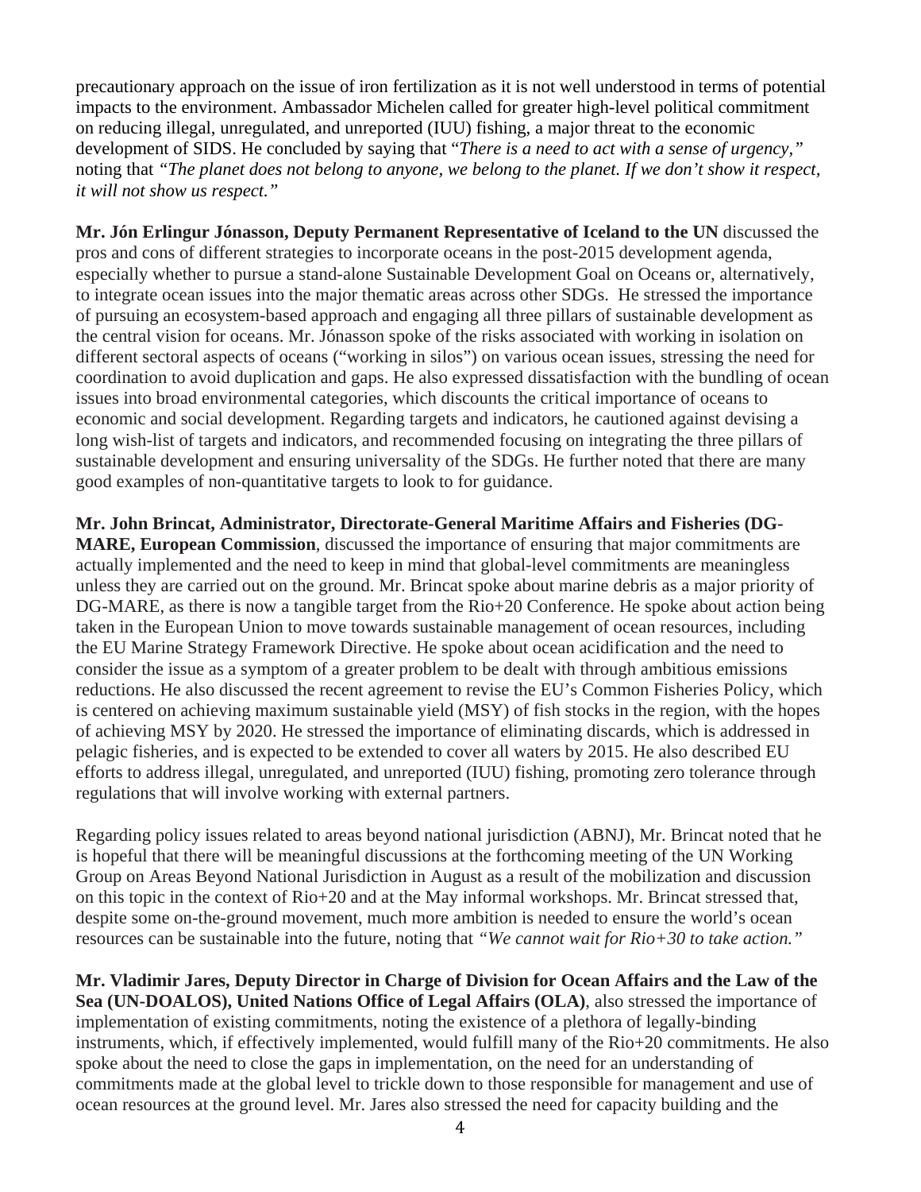precautionary approach on the issue of iron fertilization as it is not well understood in terms of potential impacts to the environment. Ambassador Michelen called for greater high-level political commitment on reducing illegal, unregulated, and unreported (IUU) fishing, a major threat to the economic development of SIDS. He concluded by saying that "*There is a need to act with a sense of urgency,"* noting that *"The planet does not belong to anyone, we belong to the planet. If we don't show it respect, it will not show us respect."*

**Mr. Jón Erlingur Jónasson, Deputy Permanent Representative of Iceland to the UN** discussed the pros and cons of different strategies to incorporate oceans in the post-2015 development agenda, especially whether to pursue a stand-alone Sustainable Development Goal on Oceans or, alternatively, to integrate ocean issues into the major thematic areas across other SDGs. He stressed the importance of pursuing an ecosystem-based approach and engaging all three pillars of sustainable development as the central vision for oceans. Mr. Jónasson spoke of the risks associated with working in isolation on different sectoral aspects of oceans ("working in silos") on various ocean issues, stressing the need for coordination to avoid duplication and gaps. He also expressed dissatisfaction with the bundling of ocean issues into broad environmental categories, which discounts the critical importance of oceans to economic and social development. Regarding targets and indicators, he cautioned against devising a long wish-list of targets and indicators, and recommended focusing on integrating the three pillars of sustainable development and ensuring universality of the SDGs. He further noted that there are many good examples of non-quantitative targets to look to for guidance.

**Mr. John Brincat, Administrator, Directorate-General Maritime Affairs and Fisheries (DG-MARE, European Commission**, discussed the importance of ensuring that major commitments are actually implemented and the need to keep in mind that global-level commitments are meaningless unless they are carried out on the ground. Mr. Brincat spoke about marine debris as a major priority of DG-MARE, as there is now a tangible target from the Rio+20 Conference. He spoke about action being taken in the European Union to move towards sustainable management of ocean resources, including the EU Marine Strategy Framework Directive. He spoke about ocean acidification and the need to consider the issue as a symptom of a greater problem to be dealt with through ambitious emissions reductions. He also discussed the recent agreement to revise the EU's Common Fisheries Policy, which is centered on achieving maximum sustainable yield (MSY) of fish stocks in the region, with the hopes of achieving MSY by 2020. He stressed the importance of eliminating discards, which is addressed in pelagic fisheries, and is expected to be extended to cover all waters by 2015. He also described EU efforts to address illegal, unregulated, and unreported (IUU) fishing, promoting zero tolerance through regulations that will involve working with external partners.

Regarding policy issues related to areas beyond national jurisdiction (ABNJ), Mr. Brincat noted that he is hopeful that there will be meaningful discussions at the forthcoming meeting of the UN Working Group on Areas Beyond National Jurisdiction in August as a result of the mobilization and discussion on this topic in the context of Rio+20 and at the May informal workshops. Mr. Brincat stressed that, despite some on-the-ground movement, much more ambition is needed to ensure the world's ocean resources can be sustainable into the future, noting that *"We cannot wait for Rio+30 to take action."*

**Mr. Vladimir Jares, Deputy Director in Charge of Division for Ocean Affairs and the Law of the Sea (UN-DOALOS), United Nations Office of Legal Affairs (OLA)**, also stressed the importance of implementation of existing commitments, noting the existence of a plethora of legally-binding instruments, which, if effectively implemented, would fulfill many of the Rio+20 commitments. He also spoke about the need to close the gaps in implementation, on the need for an understanding of commitments made at the global level to trickle down to those responsible for management and use of ocean resources at the ground level. Mr. Jares also stressed the need for capacity building and the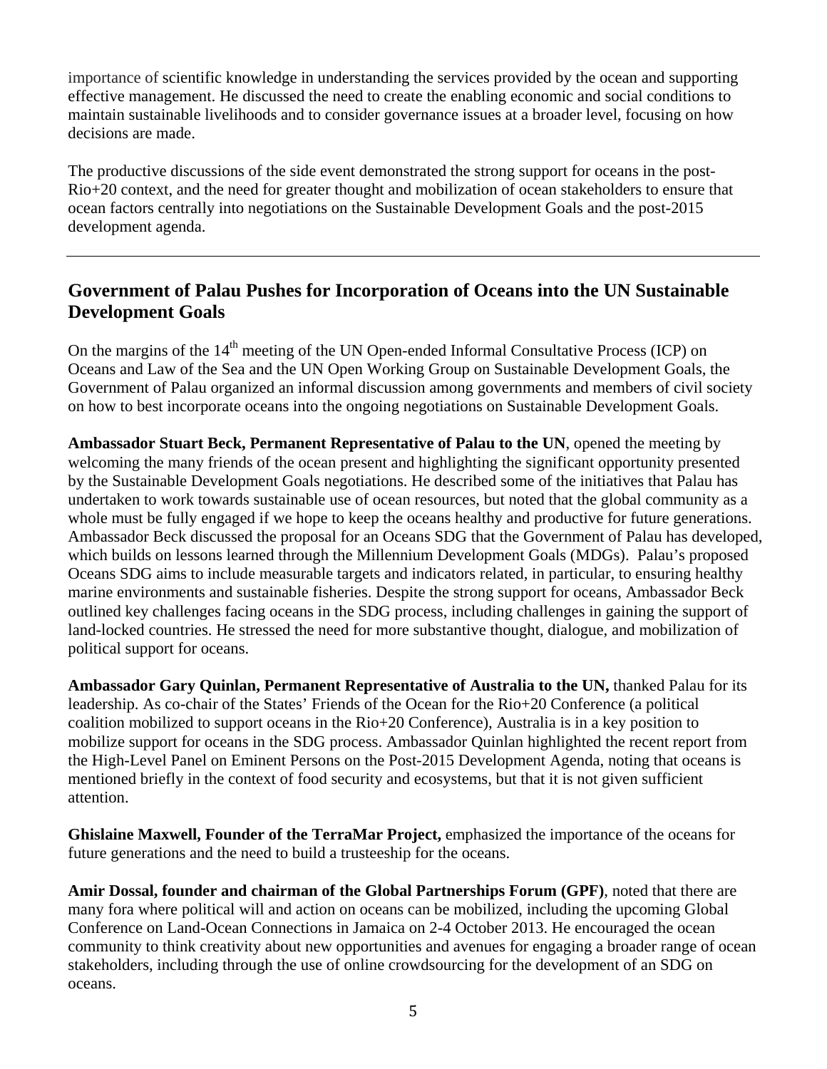importance of scientific knowledge in understanding the services provided by the ocean and supporting effective management. He discussed the need to create the enabling economic and social conditions to maintain sustainable livelihoods and to consider governance issues at a broader level, focusing on how decisions are made.

The productive discussions of the side event demonstrated the strong support for oceans in the post-Rio+20 context, and the need for greater thought and mobilization of ocean stakeholders to ensure that ocean factors centrally into negotiations on the Sustainable Development Goals and the post-2015 development agenda.

---

## Government of Palau Pushes for Incorporation of Oceans into the UN Sustainable Development Goals

On the margins of the 14th meeting of the UN Open-ended Informal Consultative Process (ICP) on Oceans and Law of the Sea and the UN Open Working Group on Sustainable Development Goals, the Government of Palau organized an informal discussion among governments and members of civil society on how to best incorporate oceans into the ongoing negotiations on Sustainable Development Goals.

**Ambassador Stuart Beck, Permanent Representative of Palau to the UN**, opened the meeting by welcoming the many friends of the ocean present and highlighting the significant opportunity presented by the Sustainable Development Goals negotiations. He described some of the initiatives that Palau has undertaken to work towards sustainable use of ocean resources, but noted that the global community as a whole must be fully engaged if we hope to keep the oceans healthy and productive for future generations. Ambassador Beck discussed the proposal for an Oceans SDG that the Government of Palau has developed, which builds on lessons learned through the Millennium Development Goals (MDGs). Palau's proposed Oceans SDG aims to include measurable targets and indicators related, in particular, to ensuring healthy marine environments and sustainable fisheries. Despite the strong support for oceans, Ambassador Beck outlined key challenges facing oceans in the SDG process, including challenges in gaining the support of land-locked countries. He stressed the need for more substantive thought, dialogue, and mobilization of political support for oceans.

**Ambassador Gary Quinlan, Permanent Representative of Australia to the UN,** thanked Palau for its leadership. As co-chair of the States' Friends of the Ocean for the Rio+20 Conference (a political coalition mobilized to support oceans in the Rio+20 Conference), Australia is in a key position to mobilize support for oceans in the SDG process. Ambassador Quinlan highlighted the recent report from the High-Level Panel on Eminent Persons on the Post-2015 Development Agenda, noting that oceans is mentioned briefly in the context of food security and ecosystems, but that it is not given sufficient attention.

**Ghislaine Maxwell, Founder of the TerraMar Project,** emphasized the importance of the oceans for future generations and the need to build a trusteeship for the oceans.

**Amir Dossal, founder and chairman of the Global Partnerships Forum (GPF)**, noted that there are many fora where political will and action on oceans can be mobilized, including the upcoming Global Conference on Land-Ocean Connections in Jamaica on 2-4 October 2013. He encouraged the ocean community to think creativity about new opportunities and avenues for engaging a broader range of ocean stakeholders, including through the use of online crowdsourcing for the development of an SDG on oceans.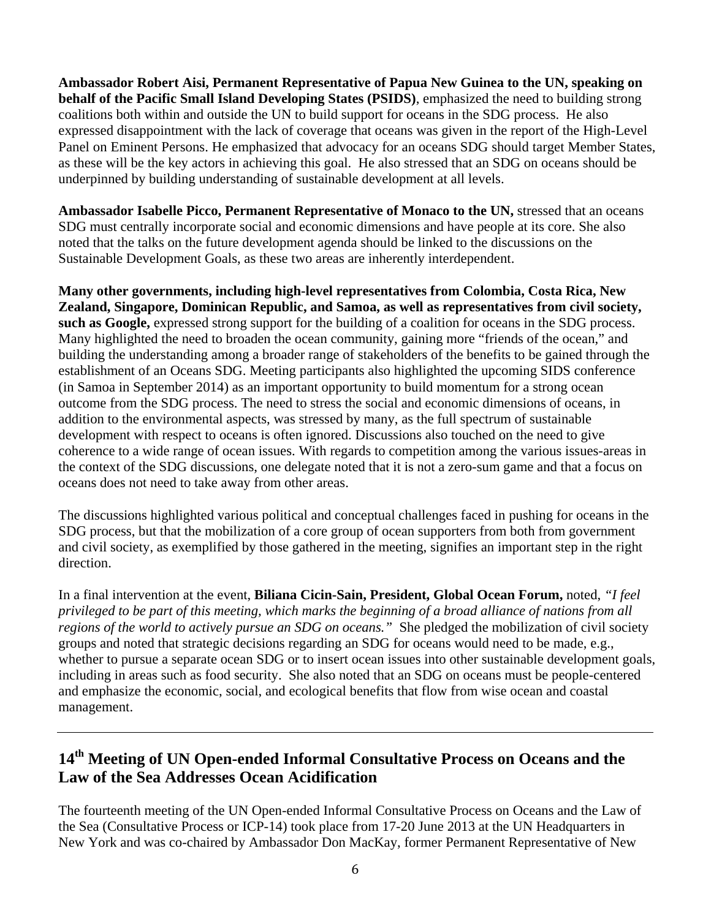**Ambassador Robert Aisi, Permanent Representative of Papua New Guinea to the UN, speaking on behalf of the Pacific Small Island Developing States (PSIDS)**, emphasized the need to building strong coalitions both within and outside the UN to build support for oceans in the SDG process. He also expressed disappointment with the lack of coverage that oceans was given in the report of the High-Level Panel on Eminent Persons. He emphasized that advocacy for an oceans SDG should target Member States, as these will be the key actors in achieving this goal. He also stressed that an SDG on oceans should be underpinned by building understanding of sustainable development at all levels.

**Ambassador Isabelle Picco, Permanent Representative of Monaco to the UN,** stressed that an oceans SDG must centrally incorporate social and economic dimensions and have people at its core. She also noted that the talks on the future development agenda should be linked to the discussions on the Sustainable Development Goals, as these two areas are inherently interdependent.

**Many other governments, including high-level representatives from Colombia, Costa Rica, New Zealand, Singapore, Dominican Republic, and Samoa, as well as representatives from civil society, such as Google,** expressed strong support for the building of a coalition for oceans in the SDG process. Many highlighted the need to broaden the ocean community, gaining more "friends of the ocean," and building the understanding among a broader range of stakeholders of the benefits to be gained through the establishment of an Oceans SDG. Meeting participants also highlighted the upcoming SIDS conference (in Samoa in September 2014) as an important opportunity to build momentum for a strong ocean outcome from the SDG process. The need to stress the social and economic dimensions of oceans, in addition to the environmental aspects, was stressed by many, as the full spectrum of sustainable development with respect to oceans is often ignored. Discussions also touched on the need to give coherence to a wide range of ocean issues. With regards to competition among the various issues-areas in the context of the SDG discussions, one delegate noted that it is not a zero-sum game and that a focus on oceans does not need to take away from other areas.

The discussions highlighted various political and conceptual challenges faced in pushing for oceans in the SDG process, but that the mobilization of a core group of ocean supporters from both from government and civil society, as exemplified by those gathered in the meeting, signifies an important step in the right direction.

In a final intervention at the event, **Biliana Cicin-Sain, President, Global Ocean Forum,** noted, *"I feel privileged to be part of this meeting, which marks the beginning of a broad alliance of nations from all regions of the world to actively pursue an SDG on oceans."* She pledged the mobilization of civil society groups and noted that strategic decisions regarding an SDG for oceans would need to be made, e.g., whether to pursue a separate ocean SDG or to insert ocean issues into other sustainable development goals, including in areas such as food security. She also noted that an SDG on oceans must be people-centered and emphasize the economic, social, and ecological benefits that flow from wise ocean and coastal management.

---

## 14th Meeting of UN Open-ended Informal Consultative Process on Oceans and the Law of the Sea Addresses Ocean Acidification

The fourteenth meeting of the UN Open-ended Informal Consultative Process on Oceans and the Law of the Sea (Consultative Process or ICP-14) took place from 17-20 June 2013 at the UN Headquarters in New York and was co-chaired by Ambassador Don MacKay, former Permanent Representative of New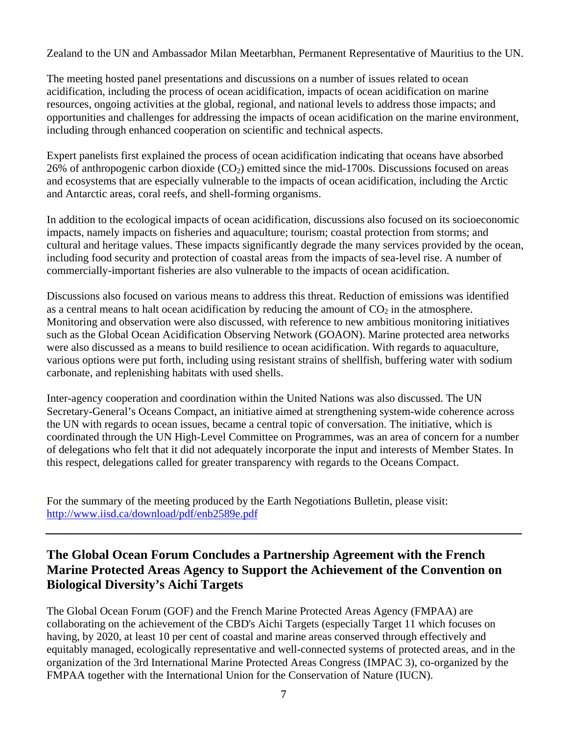Zealand to the UN and Ambassador Milan Meetarbhan, Permanent Representative of Mauritius to the UN.

The meeting hosted panel presentations and discussions on a number of issues related to ocean acidification, including the process of ocean acidification, impacts of ocean acidification on marine resources, ongoing activities at the global, regional, and national levels to address those impacts; and opportunities and challenges for addressing the impacts of ocean acidification on the marine environment, including through enhanced cooperation on scientific and technical aspects.

Expert panelists first explained the process of ocean acidification indicating that oceans have absorbed 26% of anthropogenic carbon dioxide ($CO_2$) emitted since the mid-1700s. Discussions focused on areas and ecosystems that are especially vulnerable to the impacts of ocean acidification, including the Arctic and Antarctic areas, coral reefs, and shell-forming organisms.

In addition to the ecological impacts of ocean acidification, discussions also focused on its socioeconomic impacts, namely impacts on fisheries and aquaculture; tourism; coastal protection from storms; and cultural and heritage values. These impacts significantly degrade the many services provided by the ocean, including food security and protection of coastal areas from the impacts of sea-level rise. A number of commercially-important fisheries are also vulnerable to the impacts of ocean acidification.

Discussions also focused on various means to address this threat. Reduction of emissions was identified as a central means to halt ocean acidification by reducing the amount of $CO_2$ in the atmosphere. Monitoring and observation were also discussed, with reference to new ambitious monitoring initiatives such as the Global Ocean Acidification Observing Network (GOAON). Marine protected area networks were also discussed as a means to build resilience to ocean acidification. With regards to aquaculture, various options were put forth, including using resistant strains of shellfish, buffering water with sodium carbonate, and replenishing habitats with used shells.

Inter-agency cooperation and coordination within the United Nations was also discussed. The UN Secretary-General's Oceans Compact, an initiative aimed at strengthening system-wide coherence across the UN with regards to ocean issues, became a central topic of conversation. The initiative, which is coordinated through the UN High-Level Committee on Programmes, was an area of concern for a number of delegations who felt that it did not adequately incorporate the input and interests of Member States. In this respect, delegations called for greater transparency with regards to the Oceans Compact.

For the summary of the meeting produced by the Earth Negotiations Bulletin, please visit: [http://www.iisd.ca/download/pdf/enb2589e.pdf](http://www.iisd.ca/download/pdf/enb2589e.pdf)

---

## The Global Ocean Forum Concludes a Partnership Agreement with the French Marine Protected Areas Agency to Support the Achievement of the Convention on Biological Diversity's Aichi Targets

The Global Ocean Forum (GOF) and the French Marine Protected Areas Agency (FMPAA) are collaborating on the achievement of the CBD's Aichi Targets (especially Target 11 which focuses on having, by 2020, at least 10 per cent of coastal and marine areas conserved through effectively and equitably managed, ecologically representative and well-connected systems of protected areas, and in the organization of the 3rd International Marine Protected Areas Congress (IMPAC 3), co-organized by the FMPAA together with the International Union for the Conservation of Nature (IUCN).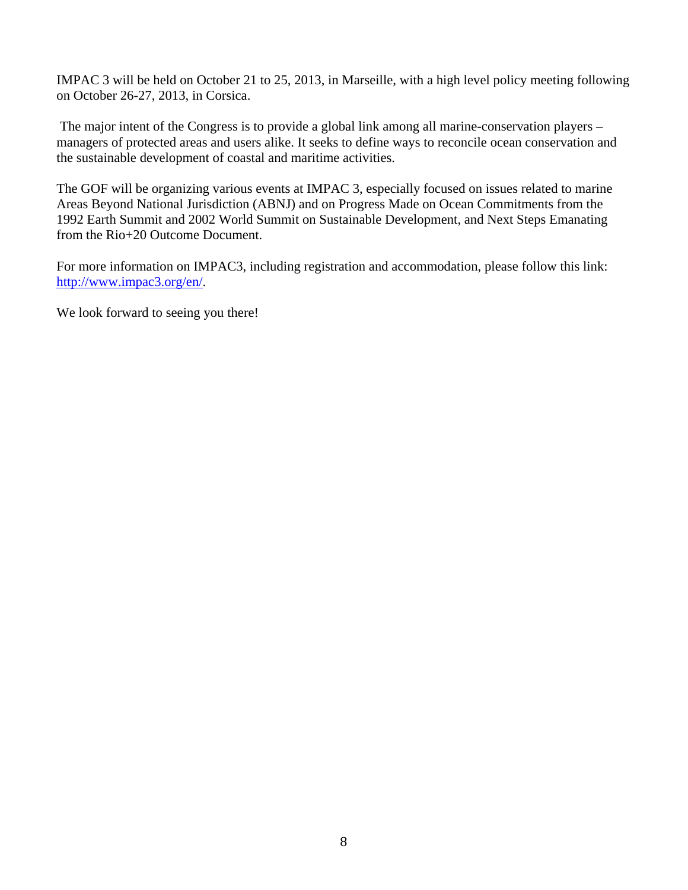IMPAC 3 will be held on October 21 to 25, 2013, in Marseille, with a high level policy meeting following on October 26-27, 2013, in Corsica.

The major intent of the Congress is to provide a global link among all marine-conservation players – managers of protected areas and users alike. It seeks to define ways to reconcile ocean conservation and the sustainable development of coastal and maritime activities.

The GOF will be organizing various events at IMPAC 3, especially focused on issues related to marine Areas Beyond National Jurisdiction (ABNJ) and on Progress Made on Ocean Commitments from the 1992 Earth Summit and 2002 World Summit on Sustainable Development, and Next Steps Emanating from the Rio+20 Outcome Document.

For more information on IMPAC3, including registration and accommodation, please follow this link: [http://www.impac3.org/en/](http://www.impac3.org/en/).

We look forward to seeing you there!